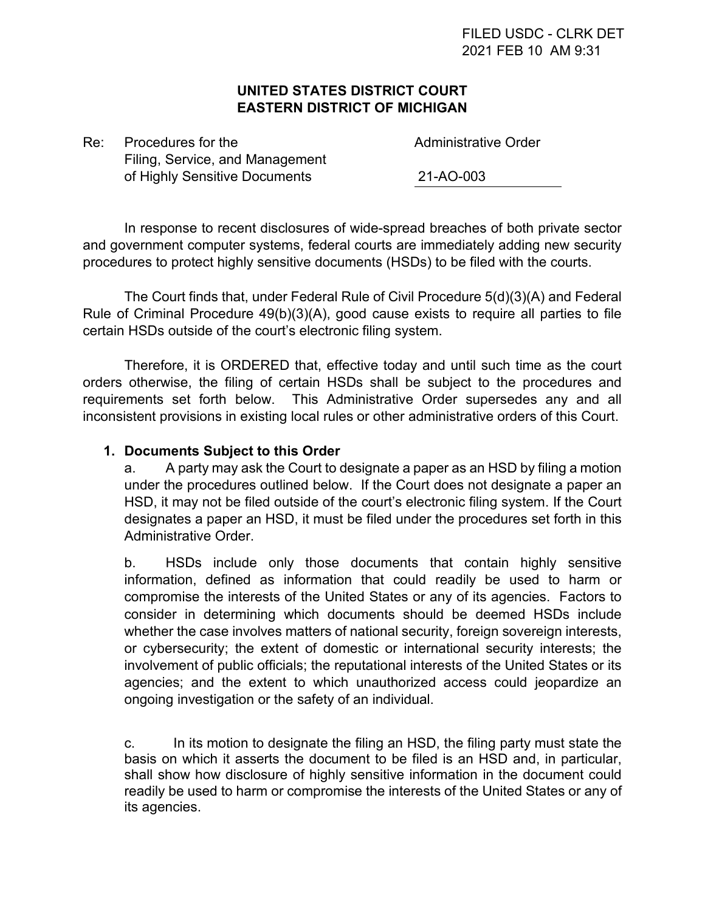FILED USDC - CLRK DET
2021 FEB 10 AM 9:31

**UNITED STATES DISTRICT COURT**
**EASTERN DISTRICT OF MICHIGAN**

Re: Procedures for the Filing, Service, and Management of Highly Sensitive Documents

Administrative Order

21-AO-003

In response to recent disclosures of wide-spread breaches of both private sector and government computer systems, federal courts are immediately adding new security procedures to protect highly sensitive documents (HSDs) to be filed with the courts.

The Court finds that, under Federal Rule of Civil Procedure 5(d)(3)(A) and Federal Rule of Criminal Procedure 49(b)(3)(A), good cause exists to require all parties to file certain HSDs outside of the court's electronic filing system.

Therefore, it is ORDERED that, effective today and until such time as the court orders otherwise, the filing of certain HSDs shall be subject to the procedures and requirements set forth below. This Administrative Order supersedes any and all inconsistent provisions in existing local rules or other administrative orders of this Court.

**1. Documents Subject to this Order**

a. A party may ask the Court to designate a paper as an HSD by filing a motion under the procedures outlined below. If the Court does not designate a paper an HSD, it may not be filed outside of the court's electronic filing system. If the Court designates a paper an HSD, it must be filed under the procedures set forth in this Administrative Order.

b. HSDs include only those documents that contain highly sensitive information, defined as information that could readily be used to harm or compromise the interests of the United States or any of its agencies. Factors to consider in determining which documents should be deemed HSDs include whether the case involves matters of national security, foreign sovereign interests, or cybersecurity; the extent of domestic or international security interests; the involvement of public officials; the reputational interests of the United States or its agencies; and the extent to which unauthorized access could jeopardize an ongoing investigation or the safety of an individual.

c. In its motion to designate the filing an HSD, the filing party must state the basis on which it asserts the document to be filed is an HSD and, in particular, shall show how disclosure of highly sensitive information in the document could readily be used to harm or compromise the interests of the United States or any of its agencies.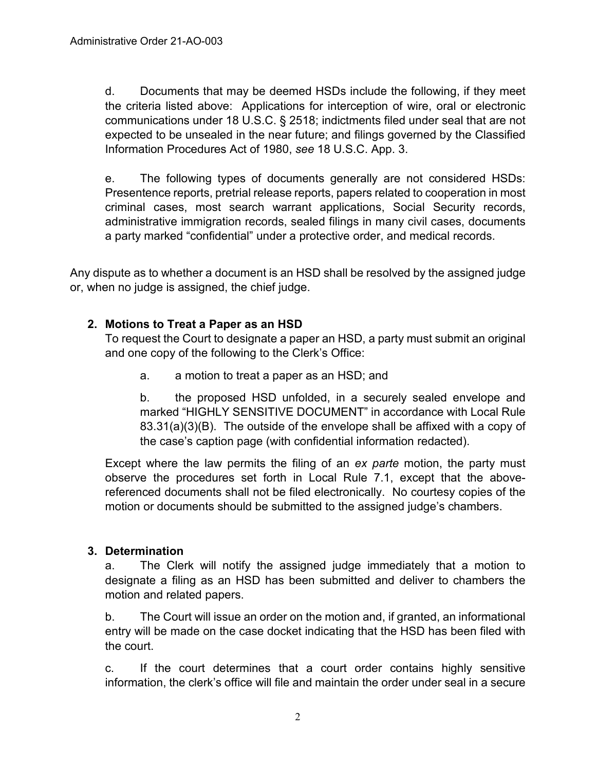d. Documents that may be deemed HSDs include the following, if they meet the criteria listed above: Applications for interception of wire, oral or electronic communications under 18 U.S.C. § 2518; indictments filed under seal that are not expected to be unsealed in the near future; and filings governed by the Classified Information Procedures Act of 1980, *see* 18 U.S.C. App. 3.

e. The following types of documents generally are not considered HSDs: Presentence reports, pretrial release reports, papers related to cooperation in most criminal cases, most search warrant applications, Social Security records, administrative immigration records, sealed filings in many civil cases, documents a party marked "confidential" under a protective order, and medical records.

Any dispute as to whether a document is an HSD shall be resolved by the assigned judge or, when no judge is assigned, the chief judge.

### 2. Motions to Treat a Paper as an HSD

To request the Court to designate a paper an HSD, a party must submit an original and one copy of the following to the Clerk's Office:

a. a motion to treat a paper as an HSD; and

b. the proposed HSD unfolded, in a securely sealed envelope and marked "HIGHLY SENSITIVE DOCUMENT" in accordance with Local Rule 83.31(a)(3)(B). The outside of the envelope shall be affixed with a copy of the case's caption page (with confidential information redacted).

Except where the law permits the filing of an *ex parte* motion, the party must observe the procedures set forth in Local Rule 7.1, except that the above-referenced documents shall not be filed electronically. No courtesy copies of the motion or documents should be submitted to the assigned judge's chambers.

### 3. Determination

a. The Clerk will notify the assigned judge immediately that a motion to designate a filing as an HSD has been submitted and deliver to chambers the motion and related papers.

b. The Court will issue an order on the motion and, if granted, an informational entry will be made on the case docket indicating that the HSD has been filed with the court.

c. If the court determines that a court order contains highly sensitive information, the clerk's office will file and maintain the order under seal in a secure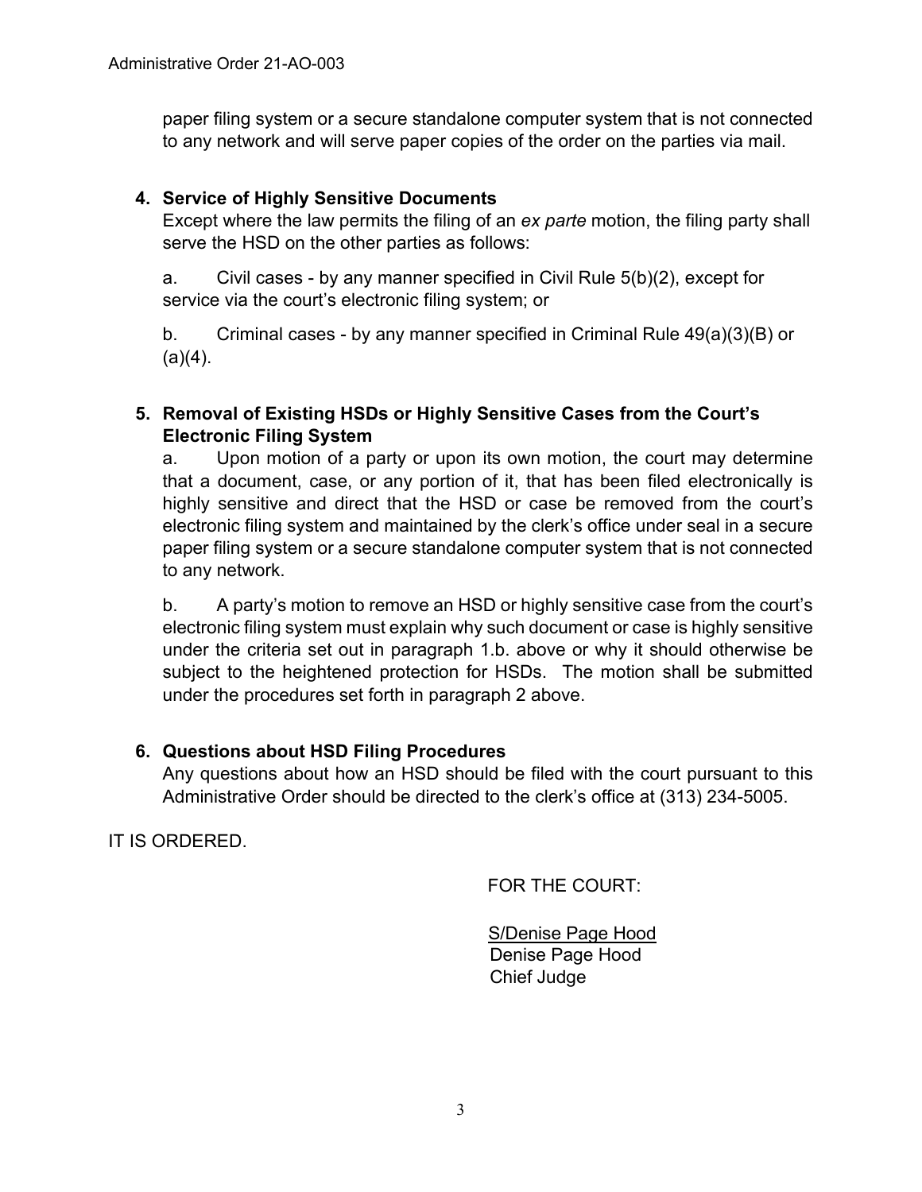paper filing system or a secure standalone computer system that is not connected to any network and will serve paper copies of the order on the parties via mail.

**4. Service of Highly Sensitive Documents**

Except where the law permits the filing of an *ex parte* motion, the filing party shall serve the HSD on the other parties as follows:

a. Civil cases - by any manner specified in Civil Rule 5(b)(2), except for service via the court's electronic filing system; or

b. Criminal cases - by any manner specified in Criminal Rule 49(a)(3)(B) or (a)(4).

**5. Removal of Existing HSDs or Highly Sensitive Cases from the Court's Electronic Filing System**

a. Upon motion of a party or upon its own motion, the court may determine that a document, case, or any portion of it, that has been filed electronically is highly sensitive and direct that the HSD or case be removed from the court's electronic filing system and maintained by the clerk's office under seal in a secure paper filing system or a secure standalone computer system that is not connected to any network.

b. A party's motion to remove an HSD or highly sensitive case from the court's electronic filing system must explain why such document or case is highly sensitive under the criteria set out in paragraph 1.b. above or why it should otherwise be subject to the heightened protection for HSDs. The motion shall be submitted under the procedures set forth in paragraph 2 above.

**6. Questions about HSD Filing Procedures**

Any questions about how an HSD should be filed with the court pursuant to this Administrative Order should be directed to the clerk's office at (313) 234-5005.

IT IS ORDERED.

FOR THE COURT:

S/Denise Page Hood
Denise Page Hood
Chief Judge